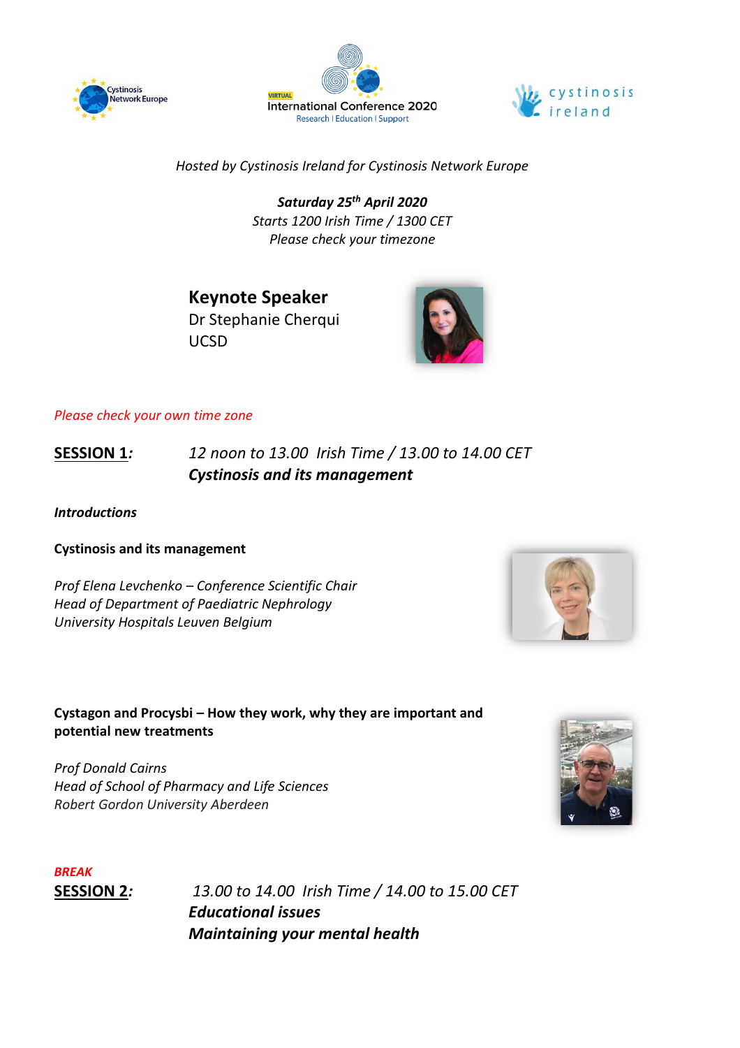Cystinosis Network Europe

VIRTUAL
International Conference 2020
Research | Education | Support

cystinosis ireland

*Hosted by Cystinosis Ireland for Cystinosis Network Europe*

***Saturday 25th April 2020***
*Starts 1200 Irish Time / 1300 CET*
*Please check your timezone*

## Keynote Speaker

Dr Stephanie Cherqui
UCSD

*Please check your own time zone*

**SESSION 1***:* *12 noon to 13.00 Irish Time / 13.00 to 14.00 CET*
***Cystinosis and its management***

***Introductions***

**Cystinosis and its management**

*Prof Elena Levchenko – Conference Scientific Chair*
*Head of Department of Paediatric Nephrology*
*University Hospitals Leuven Belgium*

**Cystagon and Procysbi – How they work, why they are important and potential new treatments**

*Prof Donald Cairns*
*Head of School of Pharmacy and Life Sciences*
*Robert Gordon University Aberdeen*

***BREAK***

**SESSION 2***:* *13.00 to 14.00 Irish Time / 14.00 to 15.00 CET*
***Educational issues***
***Maintaining your mental health***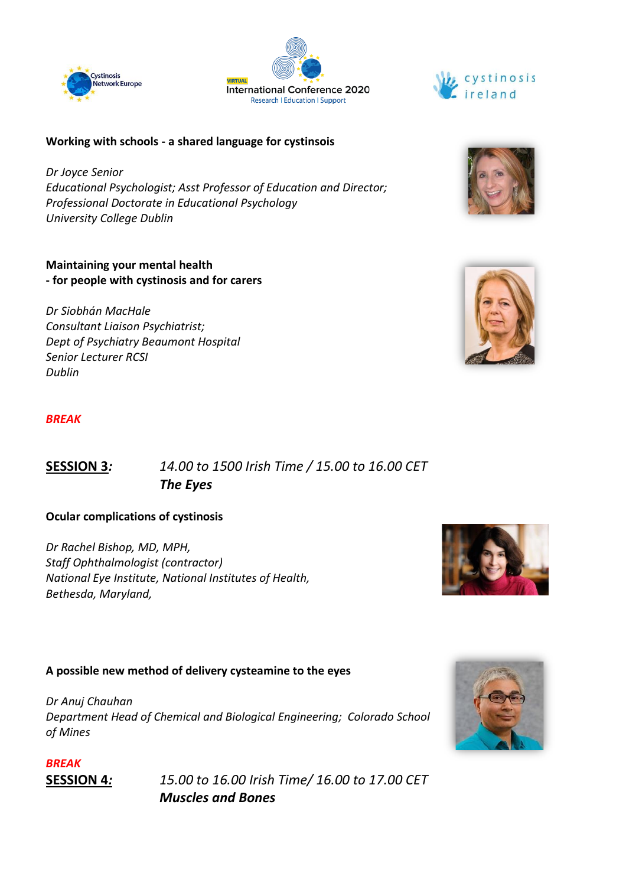**Working with schools - a shared language for cystinsois**

*Dr Joyce Senior*
*Educational Psychologist; Asst Professor of Education and Director;*
*Professional Doctorate in Educational Psychology*
*University College Dublin*

**Maintaining your mental health**
**- for people with cystinosis and for carers**

*Dr Siobhán MacHale*
*Consultant Liaison Psychiatrist;*
*Dept of Psychiatry Beaumont Hospital*
*Senior Lecturer RCSI*
*Dublin*

***BREAK***

**SESSION 3*:*** *14.00 to 1500 Irish Time / 15.00 to 16.00 CET*
***The Eyes***

**Ocular complications of cystinosis**

*Dr Rachel Bishop, MD, MPH,*
*Staff Ophthalmologist (contractor)*
*National Eye Institute, National Institutes of Health,*
*Bethesda, Maryland,*

**A possible new method of delivery cysteamine to the eyes**

*Dr Anuj Chauhan*
*Department Head of Chemical and Biological Engineering; Colorado School of Mines*

***BREAK***

**SESSION 4*:*** *15.00 to 16.00 Irish Time/ 16.00 to 17.00 CET*
***Muscles and Bones***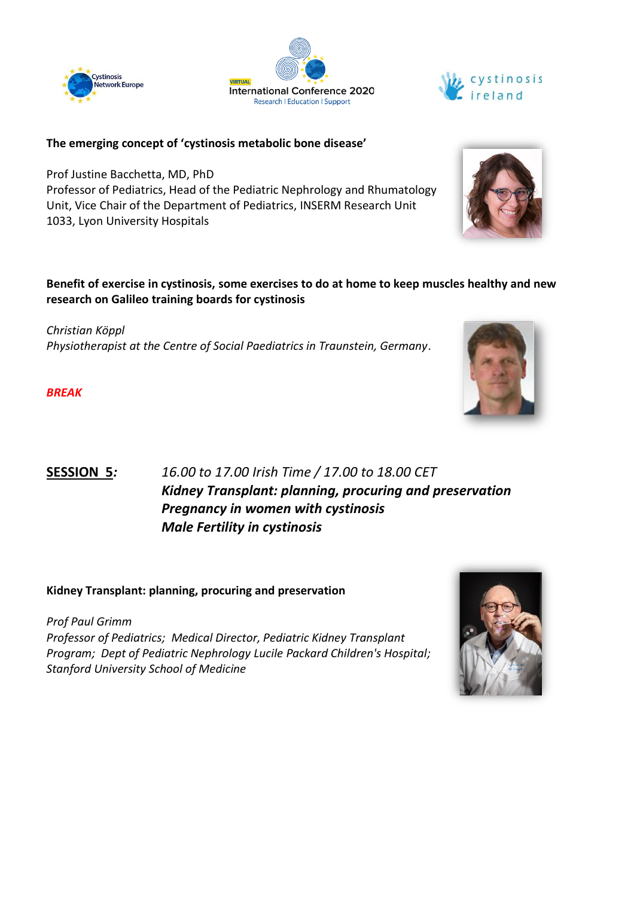**The emerging concept of 'cystinosis metabolic bone disease'**

Prof Justine Bacchetta, MD, PhD
Professor of Pediatrics, Head of the Pediatric Nephrology and Rhumatology Unit, Vice Chair of the Department of Pediatrics, INSERM Research Unit 1033, Lyon University Hospitals

**Benefit of exercise in cystinosis, some exercises to do at home to keep muscles healthy and new research on Galileo training boards for cystinosis**

*Christian Köppl*
*Physiotherapist at the Centre of Social Paediatrics in Traunstein, Germany*.

***BREAK***

**SESSION 5*:*** *16.00 to 17.00 Irish Time / 17.00 to 18.00 CET*
***Kidney Transplant: planning, procuring and preservation***
***Pregnancy in women with cystinosis***
***Male Fertility in cystinosis***

**Kidney Transplant: planning, procuring and preservation**

*Prof Paul Grimm*
*Professor of Pediatrics; Medical Director, Pediatric Kidney Transplant Program; Dept of Pediatric Nephrology Lucile Packard Children's Hospital; Stanford University School of Medicine*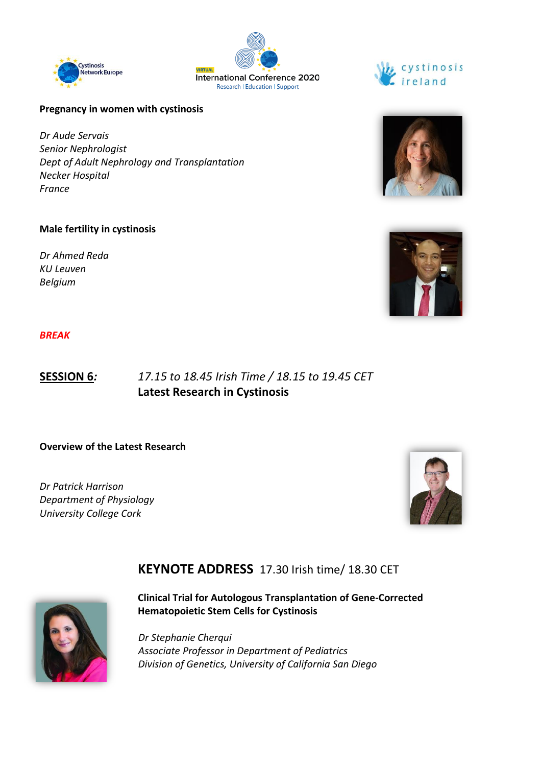**Pregnancy in women with cystinosis**

*Dr Aude Servais*
*Senior Nephrologist*
*Dept of Adult Nephrology and Transplantation*
*Necker Hospital*
*France*

**Male fertility in cystinosis**

*Dr Ahmed Reda*
*KU Leuven*
*Belgium*

***BREAK***

**SESSION 6*:*** *17.15 to 18.45 Irish Time / 18.15 to 19.45 CET*
**Latest Research in Cystinosis**

**Overview of the Latest Research**

*Dr Patrick Harrison*
*Department of Physiology*
*University College Cork*

**KEYNOTE ADDRESS** 17.30 Irish time/ 18.30 CET

**Clinical Trial for Autologous Transplantation of Gene-Corrected Hematopoietic Stem Cells for Cystinosis**

*Dr Stephanie Cherqui*
*Associate Professor in Department of Pediatrics*
*Division of Genetics, University of California San Diego*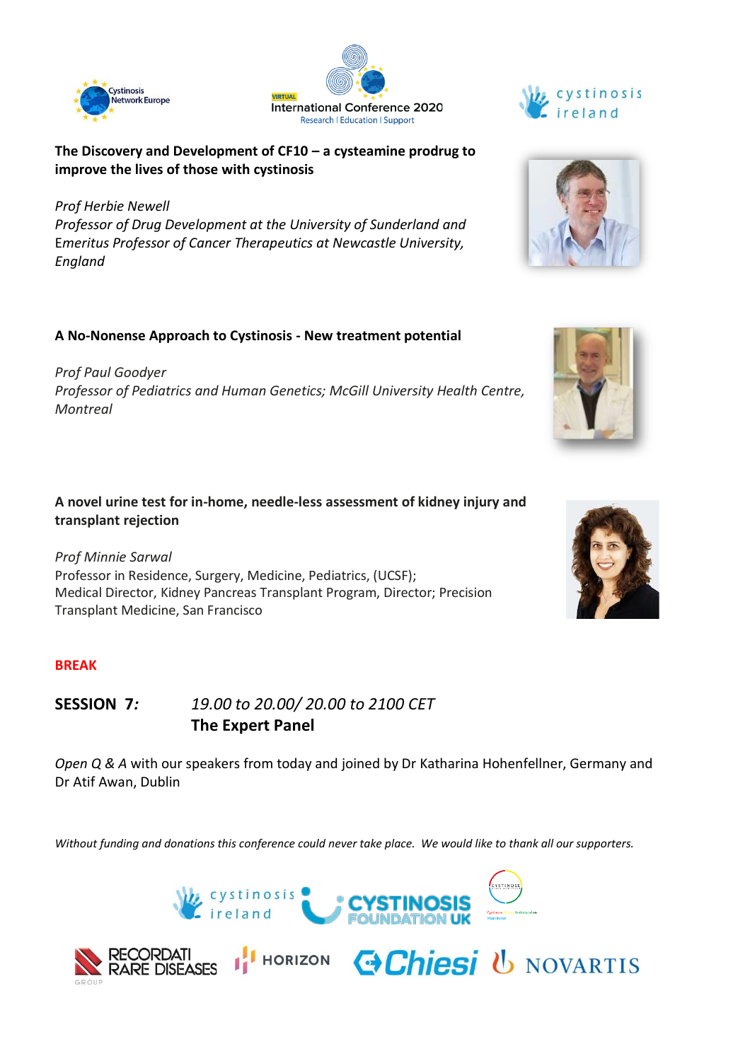**The Discovery and Development of CF10 – a cysteamine prodrug to improve the lives of those with cystinosis**

*Prof Herbie Newell*
*Professor of Drug Development at the University of Sunderland and Emeritus Professor of Cancer Therapeutics at Newcastle University, England*

**A No-Nonense Approach to Cystinosis - New treatment potential**

*Prof Paul Goodyer*
*Professor of Pediatrics and Human Genetics; McGill University Health Centre, Montreal*

**A novel urine test for in-home, needle-less assessment of kidney injury and transplant rejection**

*Prof Minnie Sarwal*
Professor in Residence, Surgery, Medicine, Pediatrics, (UCSF);
Medical Director, Kidney Pancreas Transplant Program, Director; Precision Transplant Medicine, San Francisco

**BREAK**

**SESSION 7*:*** *19.00 to 20.00/ 20.00 to 2100 CET*
**The Expert Panel**

*Open Q & A* with our speakers from today and joined by Dr Katharina Hohenfellner, Germany and Dr Atif Awan, Dublin

*Without funding and donations this conference could never take place. We would like to thank all our supporters.*